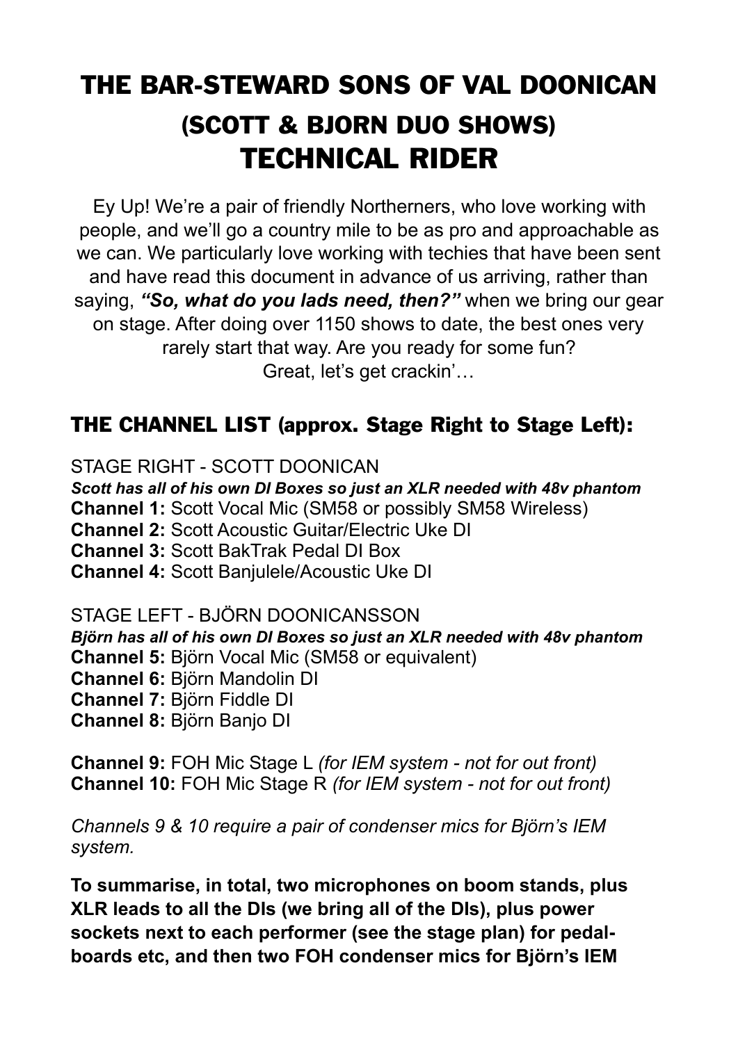# THE BAR-STEWARD SONS OF VAL DOONICAN

## (SCOTT & BJORN DUO SHOWS)

# TECHNICAL RIDER

Ey Up! We're a pair of friendly Northerners, who love working with people, and we'll go a country mile to be as pro and approachable as we can. We particularly love working with techies that have been sent and have read this document in advance of us arriving, rather than saying, ***"So, what do you lads need, then?"*** when we bring our gear on stage. After doing over 1150 shows to date, the best ones very rarely start that way. Are you ready for some fun? Great, let's get crackin'…

## THE CHANNEL LIST (approx. Stage Right to Stage Left):

STAGE RIGHT - SCOTT DOONICAN

***Scott has all of his own DI Boxes so just an XLR needed with 48v phantom***

**Channel 1:** Scott Vocal Mic (SM58 or possibly SM58 Wireless)
**Channel 2:** Scott Acoustic Guitar/Electric Uke DI
**Channel 3:** Scott BakTrak Pedal DI Box
**Channel 4:** Scott Banjulele/Acoustic Uke DI

STAGE LEFT - BJÖRN DOONICANSSON

***Björn has all of his own DI Boxes so just an XLR needed with 48v phantom***

**Channel 5:** Björn Vocal Mic (SM58 or equivalent)
**Channel 6:** Björn Mandolin DI
**Channel 7:** Björn Fiddle DI
**Channel 8:** Björn Banjo DI

**Channel 9:** FOH Mic Stage L *(for IEM system - not for out front)*
**Channel 10:** FOH Mic Stage R *(for IEM system - not for out front)*

*Channels 9 & 10 require a pair of condenser mics for Björn's IEM system.*

**To summarise, in total, two microphones on boom stands, plus XLR leads to all the DIs (we bring all of the DIs), plus power sockets next to each performer (see the stage plan) for pedal-boards etc, and then two FOH condenser mics for Björn's IEM**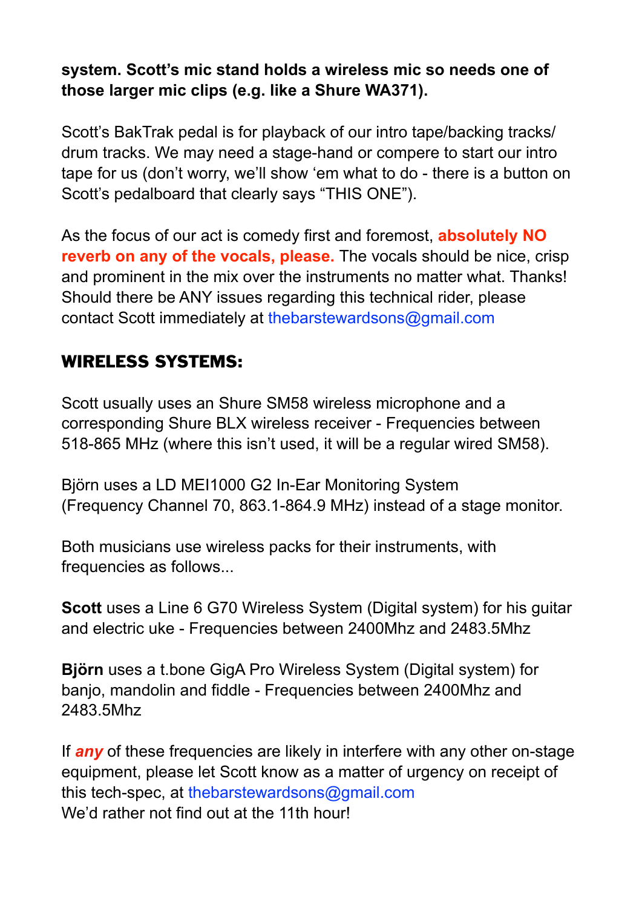**system. Scott's mic stand holds a wireless mic so needs one of those larger mic clips (e.g. like a Shure WA371).**

Scott's BakTrak pedal is for playback of our intro tape/backing tracks/ drum tracks. We may need a stage-hand or compere to start our intro tape for us (don't worry, we'll show 'em what to do - there is a button on Scott's pedalboard that clearly says "THIS ONE").

As the focus of our act is comedy first and foremost, **absolutely NO reverb on any of the vocals, please.** The vocals should be nice, crisp and prominent in the mix over the instruments no matter what. Thanks! Should there be ANY issues regarding this technical rider, please contact Scott immediately at thebarstewardsons@gmail.com

## WIRELESS SYSTEMS:

Scott usually uses an Shure SM58 wireless microphone and a corresponding Shure BLX wireless receiver - Frequencies between 518-865 MHz (where this isn't used, it will be a regular wired SM58).

Björn uses a LD MEI1000 G2 In-Ear Monitoring System (Frequency Channel 70, 863.1-864.9 MHz) instead of a stage monitor.

Both musicians use wireless packs for their instruments, with frequencies as follows...

**Scott** uses a Line 6 G70 Wireless System (Digital system) for his guitar and electric uke - Frequencies between 2400Mhz and 2483.5Mhz

**Björn** uses a t.bone GigA Pro Wireless System (Digital system) for banjo, mandolin and fiddle - Frequencies between 2400Mhz and 2483.5Mhz

If ***any*** of these frequencies are likely in interfere with any other on-stage equipment, please let Scott know as a matter of urgency on receipt of this tech-spec, at thebarstewardsons@gmail.com
We'd rather not find out at the 11th hour!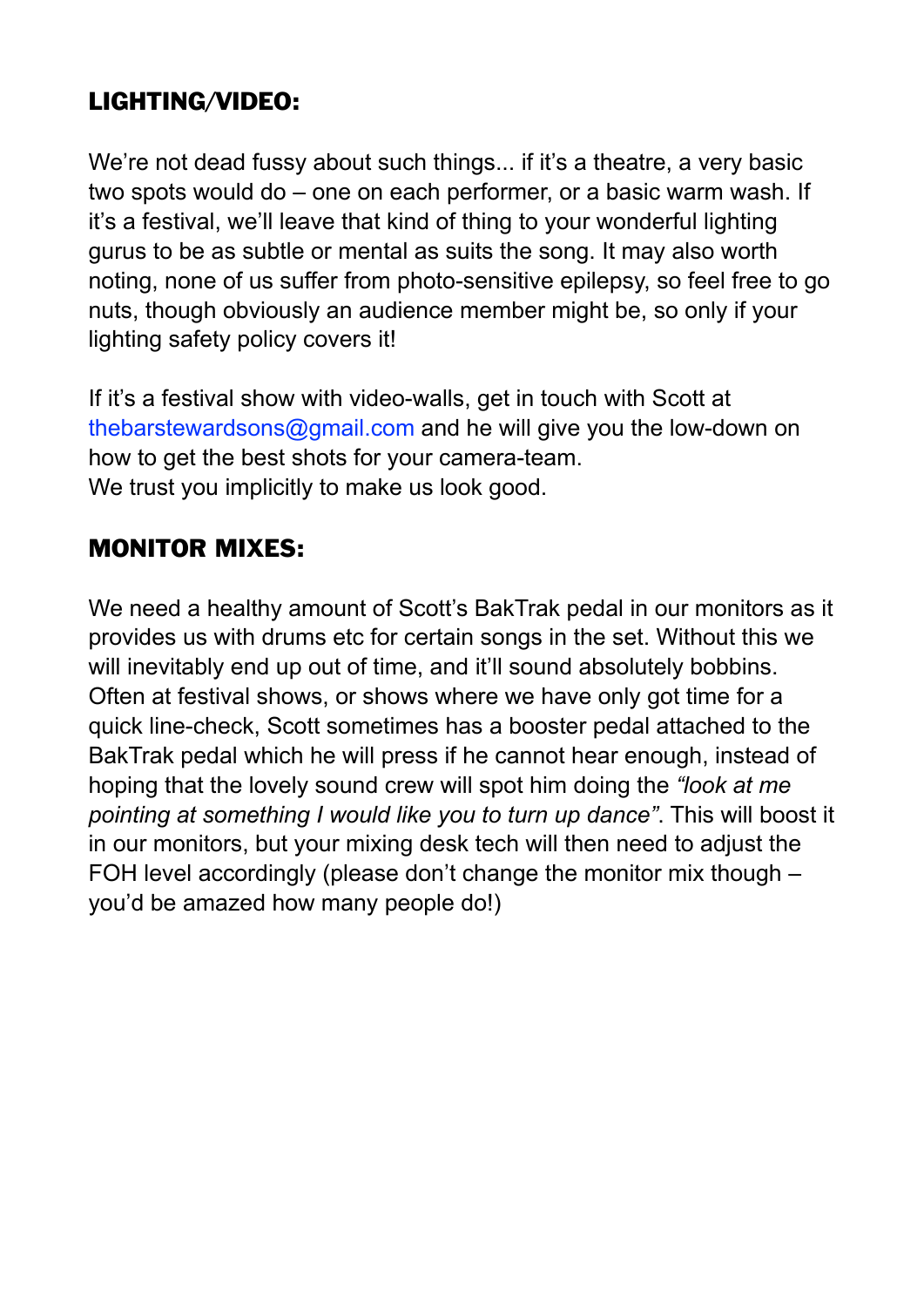## LIGHTING/VIDEO:

We're not dead fussy about such things... if it's a theatre, a very basic two spots would do – one on each performer, or a basic warm wash. If it's a festival, we'll leave that kind of thing to your wonderful lighting gurus to be as subtle or mental as suits the song. It may also worth noting, none of us suffer from photo-sensitive epilepsy, so feel free to go nuts, though obviously an audience member might be, so only if your lighting safety policy covers it!

If it's a festival show with video-walls, get in touch with Scott at thebarstewardsons@gmail.com and he will give you the low-down on how to get the best shots for your camera-team.
We trust you implicitly to make us look good.

## MONITOR MIXES:

We need a healthy amount of Scott's BakTrak pedal in our monitors as it provides us with drums etc for certain songs in the set. Without this we will inevitably end up out of time, and it'll sound absolutely bobbins. Often at festival shows, or shows where we have only got time for a quick line-check, Scott sometimes has a booster pedal attached to the BakTrak pedal which he will press if he cannot hear enough, instead of hoping that the lovely sound crew will spot him doing the *"look at me pointing at something I would like you to turn up dance"*. This will boost it in our monitors, but your mixing desk tech will then need to adjust the FOH level accordingly (please don't change the monitor mix though – you'd be amazed how many people do!)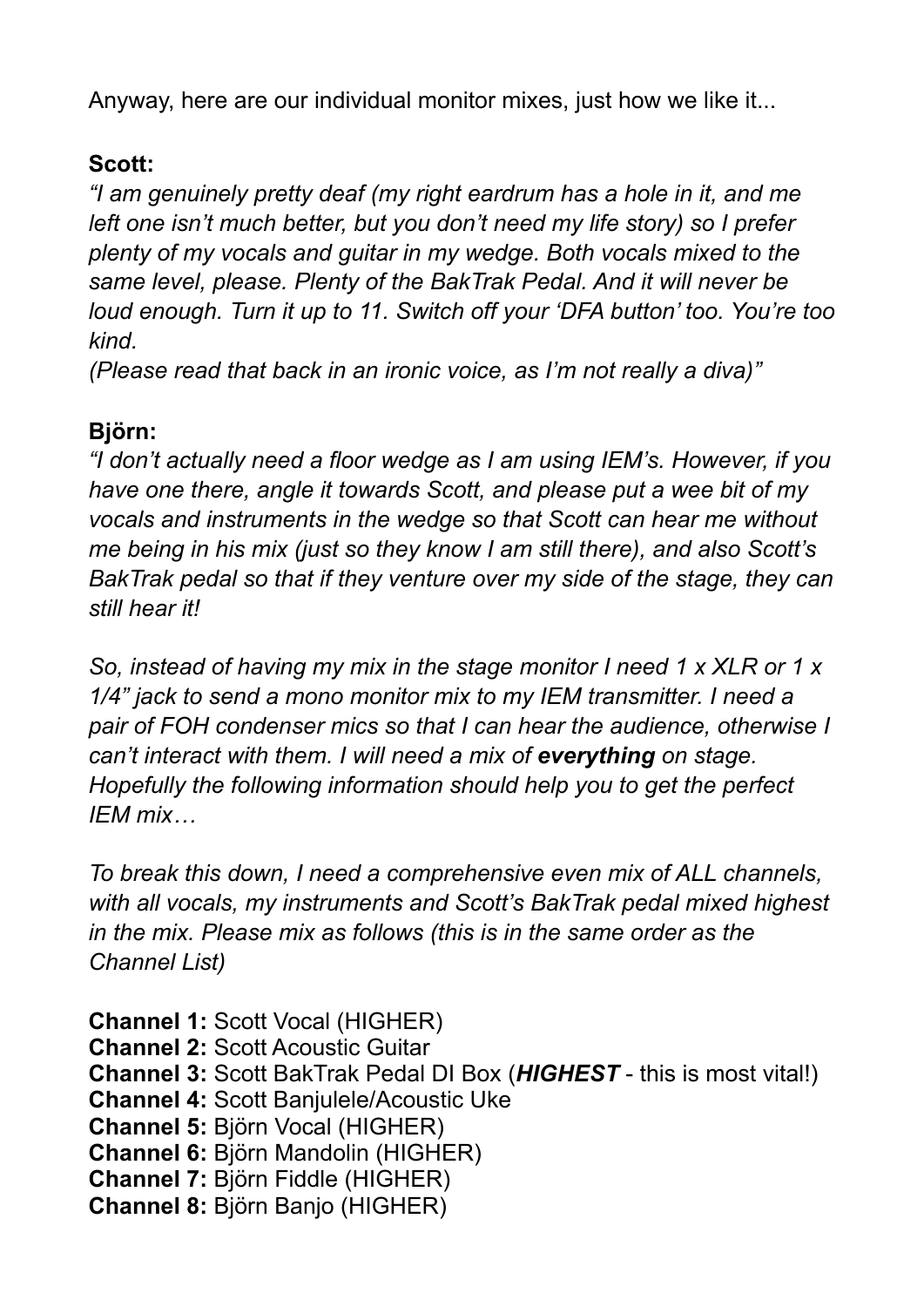Anyway, here are our individual monitor mixes, just how we like it...

**Scott:**

*"I am genuinely pretty deaf (my right eardrum has a hole in it, and me left one isn't much better, but you don't need my life story) so I prefer plenty of my vocals and guitar in my wedge. Both vocals mixed to the same level, please. Plenty of the BakTrak Pedal. And it will never be loud enough. Turn it up to 11. Switch off your 'DFA button' too. You're too kind.*

*(Please read that back in an ironic voice, as I'm not really a diva)"*

**Björn:**

*"I don't actually need a floor wedge as I am using IEM's. However, if you have one there, angle it towards Scott, and please put a wee bit of my vocals and instruments in the wedge so that Scott can hear me without me being in his mix (just so they know I am still there), and also Scott's BakTrak pedal so that if they venture over my side of the stage, they can still hear it!*

*So, instead of having my mix in the stage monitor I need 1 x XLR or 1 x 1/4" jack to send a mono monitor mix to my IEM transmitter. I need a pair of FOH condenser mics so that I can hear the audience, otherwise I can't interact with them. I will need a mix of **everything** on stage. Hopefully the following information should help you to get the perfect IEM mix…*

*To break this down, I need a comprehensive even mix of ALL channels, with all vocals, my instruments and Scott's BakTrak pedal mixed highest in the mix. Please mix as follows (this is in the same order as the Channel List)*

**Channel 1:** Scott Vocal (HIGHER)
**Channel 2:** Scott Acoustic Guitar
**Channel 3:** Scott BakTrak Pedal DI Box (***HIGHEST*** - this is most vital!)
**Channel 4:** Scott Banjulele/Acoustic Uke
**Channel 5:** Björn Vocal (HIGHER)
**Channel 6:** Björn Mandolin (HIGHER)
**Channel 7:** Björn Fiddle (HIGHER)
**Channel 8:** Björn Banjo (HIGHER)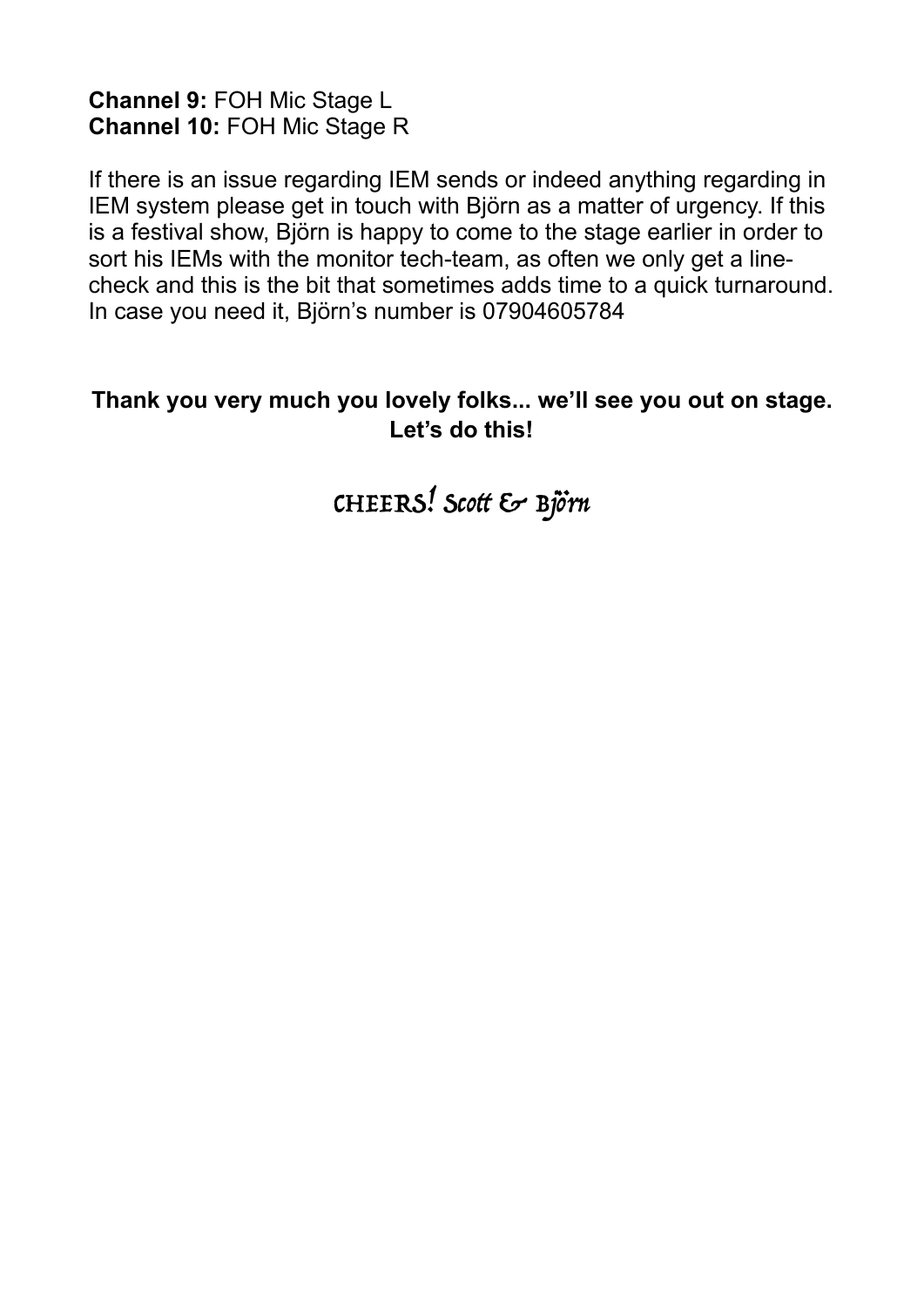**Channel 9:** FOH Mic Stage L
**Channel 10:** FOH Mic Stage R

If there is an issue regarding IEM sends or indeed anything regarding in IEM system please get in touch with Björn as a matter of urgency. If this is a festival show, Björn is happy to come to the stage earlier in order to sort his IEMs with the monitor tech-team, as often we only get a line-check and this is the bit that sometimes adds time to a quick turnaround. In case you need it, Björn's number is 07904605784

**Thank you very much you lovely folks... we'll see you out on stage. Let's do this!**

CHEERS! *Scott & Björn*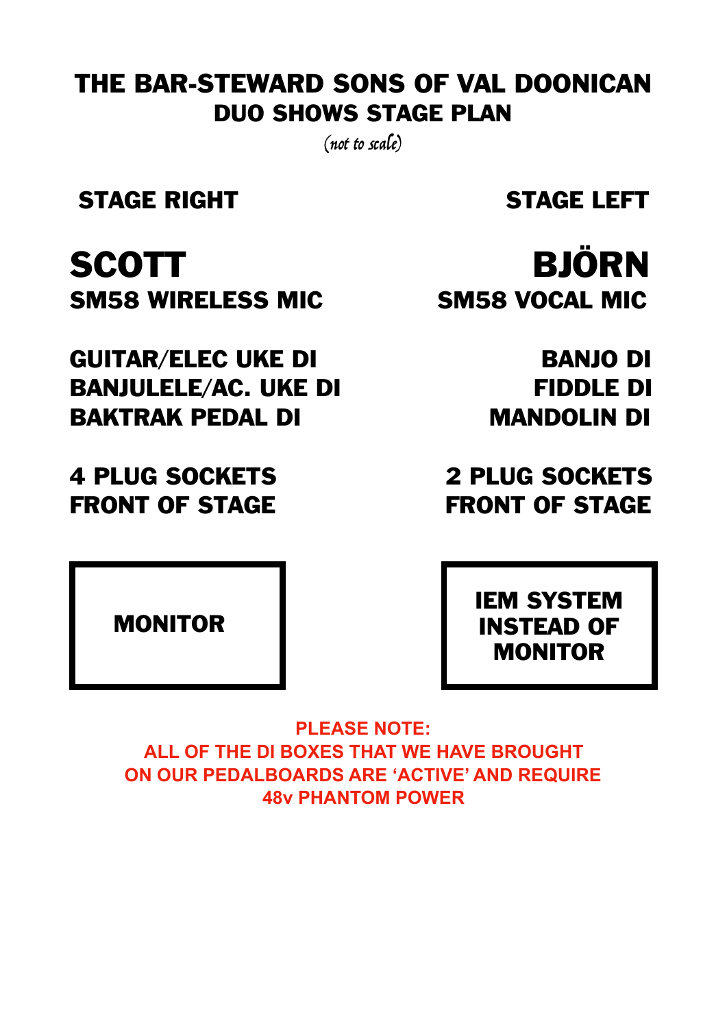# THE BAR-STEWARD SONS OF VAL DOONICAN

## DUO SHOWS STAGE PLAN

*(not to scale)*

**STAGE RIGHT**

## SCOTT

**SM58 WIRELESS MIC**

**GUITAR/ELEC UKE DI**
**BANJULELE/AC. UKE DI**
**BAKTRAK PEDAL DI**

**4 PLUG SOCKETS**
**FRONT OF STAGE**

**MONITOR**

**STAGE LEFT**

## BJÖRN

**SM58 VOCAL MIC**

**BANJO DI**
**FIDDLE DI**
**MANDOLIN DI**

**2 PLUG SOCKETS**
**FRONT OF STAGE**

**IEM SYSTEM INSTEAD OF MONITOR**

**PLEASE NOTE:**
**ALL OF THE DI BOXES THAT WE HAVE BROUGHT ON OUR PEDALBOARDS ARE 'ACTIVE' AND REQUIRE 48v PHANTOM POWER**